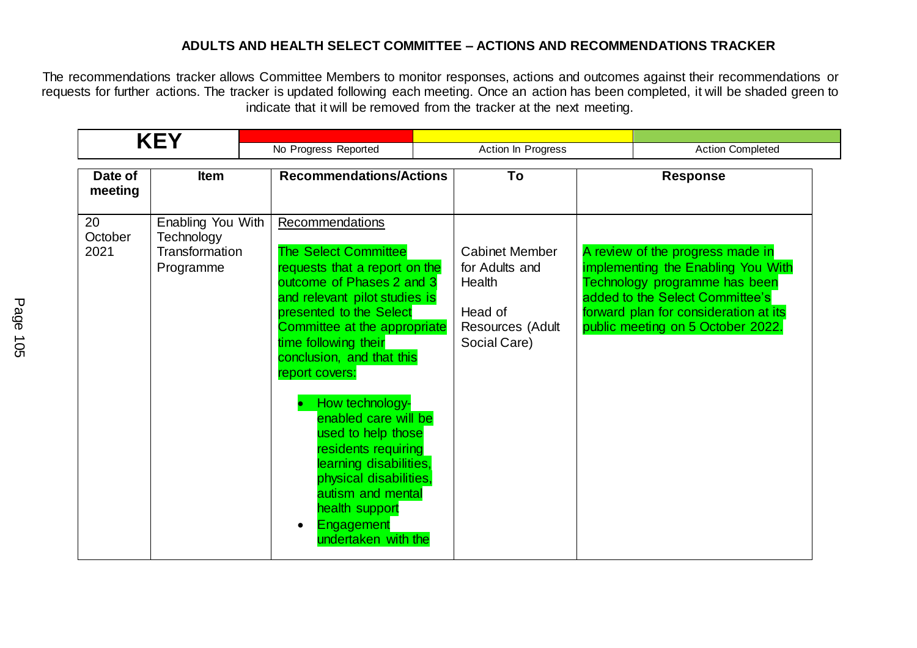**ADULTS AND HEALTH SELECT COMMITTEE – ACTIONS AND RECOMMENDATIONS TRACKER**

The recommendations tracker allows Committee Members to monitor responses, actions and outcomes against their recommendations or requests for further actions. The tracker is updated following each meeting. Once an action has been completed, it will be shaded green to indicate that it will be removed from the tracker at the next meeting.

| KEY | | | |
|---|---|---|---|
| | No Progress Reported | Action In Progress | Action Completed |

| Date of meeting | Item | Recommendations/Actions | To | Response |
|---|---|---|---|---|
| 20 October 2021 | Enabling You With Technology Transformation Programme | Recommendations<br><br>The Select Committee requests that a report on the outcome of Phases 2 and 3 and relevant pilot studies is presented to the Select Committee at the appropriate time following their conclusion, and that this report covers:<br><br>• How technology-enabled care will be used to help those residents requiring learning disabilities, physical disabilities, autism and mental health support<br>• Engagement undertaken with the | Cabinet Member for Adults and Health<br><br>Head of Resources (Adult Social Care) | A review of the progress made in implementing the Enabling You With Technology programme has been added to the Select Committee's forward plan for consideration at its public meeting on 5 October 2022. |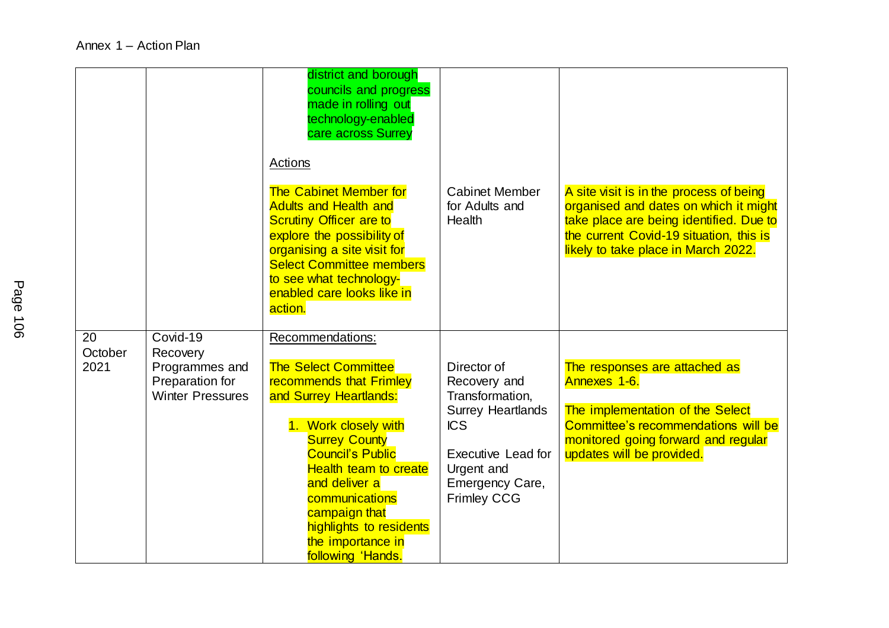Annex 1 – Action Plan

| | | | | |
|---|---|---|---|---|
| | | district and borough councils and progress made in rolling out technology-enabled care across Surrey<br><br>Actions<br><br>The Cabinet Member for Adults and Health and Scrutiny Officer are to explore the possibility of organising a site visit for Select Committee members to see what technology-enabled care looks like in action. | Cabinet Member for Adults and Health | A site visit is in the process of being organised and dates on which it might take place are being identified. Due to the current Covid-19 situation, this is likely to take place in March 2022. |
| 20 October 2021 | Covid-19 Recovery Programmes and Preparation for Winter Pressures | Recommendations:<br><br>The Select Committee recommends that Frimley and Surrey Heartlands:<br><br>1. Work closely with Surrey County Council's Public Health team to create and deliver a communications campaign that highlights to residents the importance in following 'Hands. | Director of Recovery and Transformation, Surrey Heartlands ICS<br><br>Executive Lead for Urgent and Emergency Care, Frimley CCG | The responses are attached as Annexes 1-6.<br><br>The implementation of the Select Committee's recommendations will be monitored going forward and regular updates will be provided. |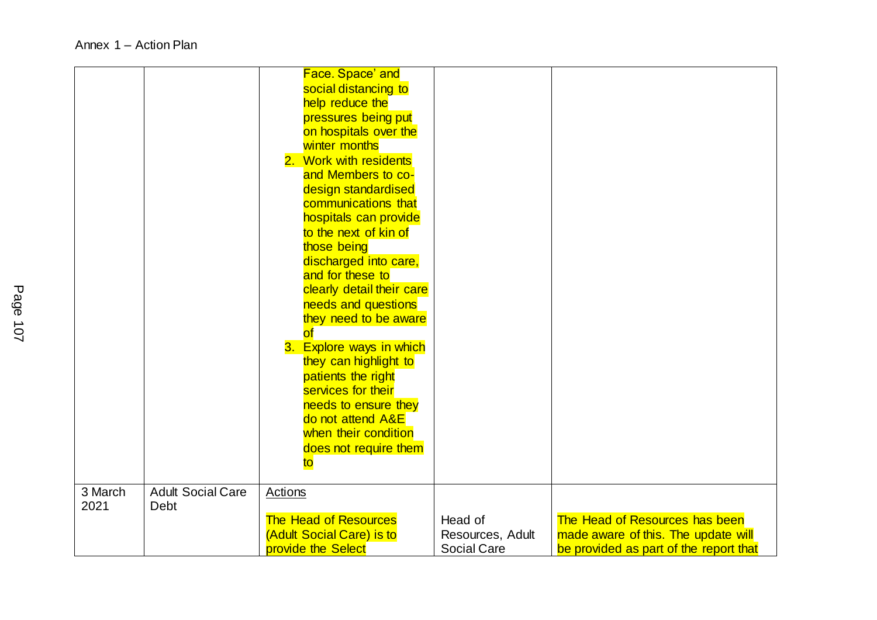Annex 1 – Action Plan

| | | | | |
|---|---|---|---|---|
| | | Face. Space' and social distancing to help reduce the pressures being put on hospitals over the winter months<br>2. Work with residents and Members to co-design standardised communications that hospitals can provide to the next of kin of those being discharged into care, and for these to clearly detail their care needs and questions they need to be aware of<br>3. Explore ways in which they can highlight to patients the right services for their needs to ensure they do not attend A&E when their condition does not require them to | | |
| 3 March 2021 | Adult Social Care Debt | Actions<br><br>The Head of Resources (Adult Social Care) is to provide the Select | Head of Resources, Adult Social Care | The Head of Resources has been made aware of this. The update will be provided as part of the report that |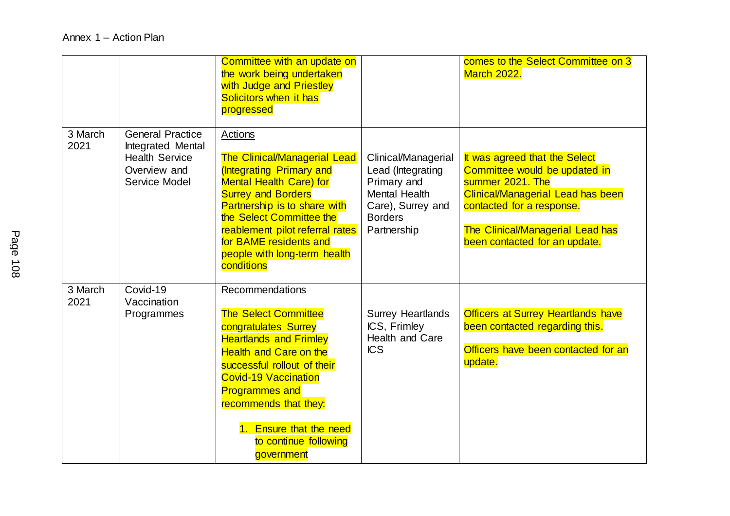Annex 1 – Action Plan

| | | | | |
|---|---|---|---|---|
| | | Committee with an update on the work being undertaken with Judge and Priestley Solicitors when it has progressed | | comes to the Select Committee on 3 March 2022. |
| 3 March 2021 | General Practice Integrated Mental Health Service Overview and Service Model | Actions<br><br>The Clinical/Managerial Lead (Integrating Primary and Mental Health Care) for Surrey and Borders Partnership is to share with the Select Committee the reablement pilot referral rates for BAME residents and people with long-term health conditions | Clinical/Managerial Lead (Integrating Primary and Mental Health Care), Surrey and Borders Partnership | It was agreed that the Select Committee would be updated in summer 2021. The Clinical/Managerial Lead has been contacted for a response.<br><br>The Clinical/Managerial Lead has been contacted for an update. |
| 3 March 2021 | Covid-19 Vaccination Programmes | Recommendations<br><br>The Select Committee congratulates Surrey Heartlands and Frimley Health and Care on the successful rollout of their Covid-19 Vaccination Programmes and recommends that they:<br><br>1. Ensure that the need to continue following government | Surrey Heartlands ICS, Frimley Health and Care ICS | Officers at Surrey Heartlands have been contacted regarding this.<br><br>Officers have been contacted for an update. |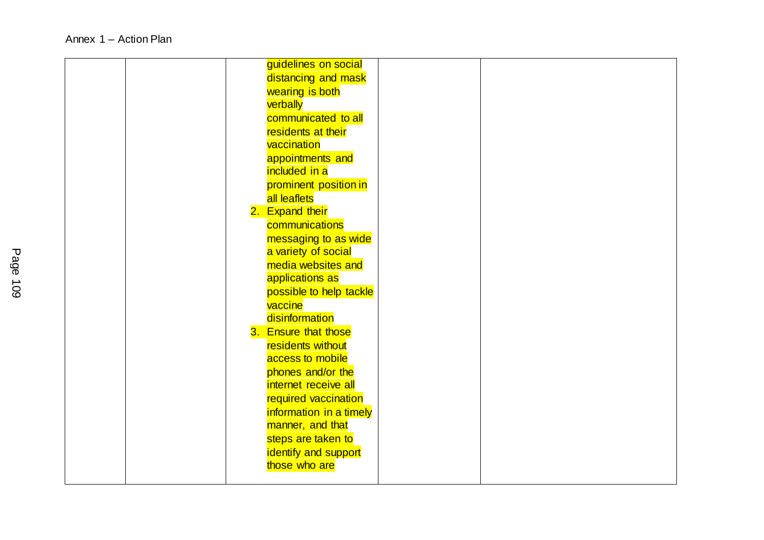Annex 1 – Action Plan

| | | | | |
|---|---|---|---|---|
| | | guidelines on social distancing and mask wearing is both verbally communicated to all residents at their vaccination appointments and included in a prominent position in all leaflets<br>2. Expand their communications messaging to as wide a variety of social media websites and applications as possible to help tackle vaccine disinformation<br>3. Ensure that those residents without access to mobile phones and/or the internet receive all required vaccination information in a timely manner, and that steps are taken to identify and support those who are | | |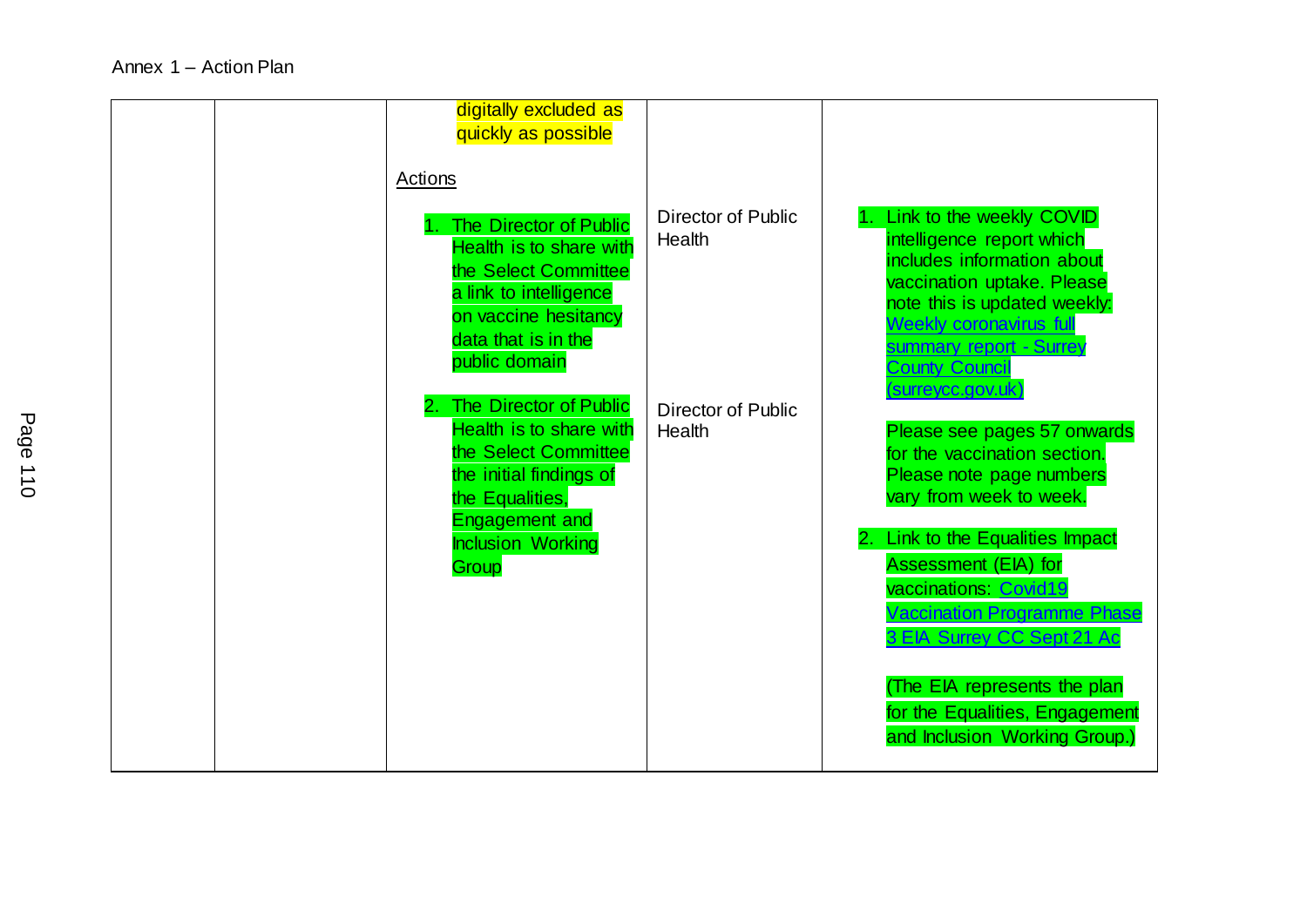Annex 1 – Action Plan

| | | | | |
|---|---|---|---|---|
| | | digitally excluded as quickly as possible<br><br>Actions<br><br>1. The Director of Public Health is to share with the Select Committee a link to intelligence on vaccine hesitancy data that is in the public domain<br><br>2. The Director of Public Health is to share with the Select Committee the initial findings of the Equalities, Engagement and Inclusion Working Group | Director of Public Health<br><br>Director of Public Health | 1. Link to the weekly COVID intelligence report which includes information about vaccination uptake. Please note this is updated weekly: Weekly coronavirus full summary report - Surrey County Council (surreycc.gov.uk)<br><br>Please see pages 57 onwards for the vaccination section. Please note page numbers vary from week to week.<br><br>2. Link to the Equalities Impact Assessment (EIA) for vaccinations: Covid19 Vaccination Programme Phase 3 EIA Surrey CC Sept 21 Ac<br><br>(The EIA represents the plan for the Equalities, Engagement and Inclusion Working Group.) |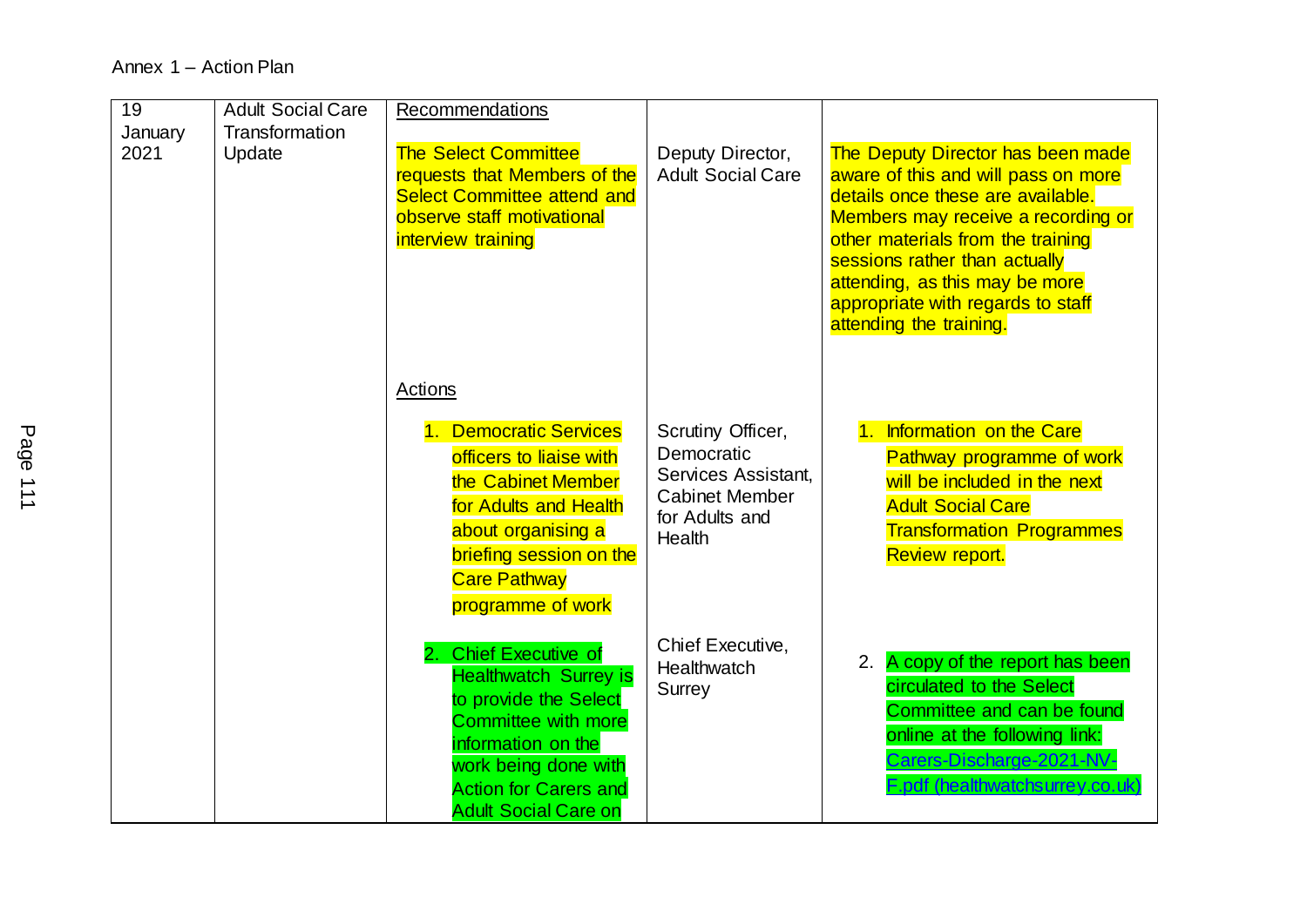Annex 1 – Action Plan

| | | | | |
|---|---|---|---|---|
| 19 January 2021 | Adult Social Care Transformation Update | Recommendations<br><br>The Select Committee requests that Members of the Select Committee attend and observe staff motivational interview training | Deputy Director, Adult Social Care | The Deputy Director has been made aware of this and will pass on more details once these are available. Members may receive a recording or other materials from the training sessions rather than actually attending, as this may be more appropriate with regards to staff attending the training. |
| | | Actions<br><br>1. Democratic Services officers to liaise with the Cabinet Member for Adults and Health about organising a briefing session on the Care Pathway programme of work | Scrutiny Officer, Democratic Services Assistant, Cabinet Member for Adults and Health | 1. Information on the Care Pathway programme of work will be included in the next Adult Social Care Transformation Programmes Review report. |
| | | 2. Chief Executive of Healthwatch Surrey is to provide the Select Committee with more information on the work being done with Action for Carers and Adult Social Care on | Chief Executive, Healthwatch Surrey | 2. A copy of the report has been circulated to the Select Committee and can be found online at the following link: [Carers-Discharge-2021-NV-F.pdf (healthwatchsurrey.co.uk)](Carers-Discharge-2021-NV-F.pdf) |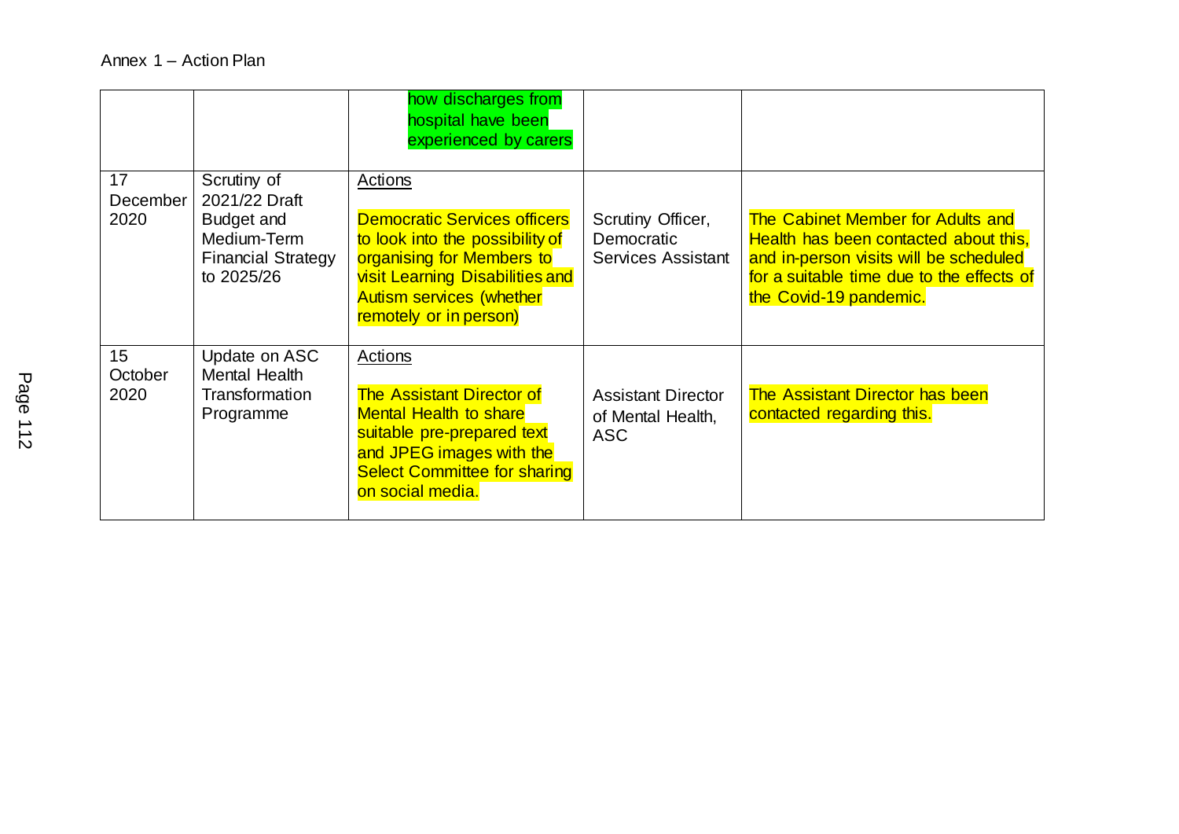Annex 1 – Action Plan

| | | | | |
|---|---|---|---|---|
| | | how discharges from hospital have been experienced by carers | | |
| 17 December 2020 | Scrutiny of 2021/22 Draft Budget and Medium-Term Financial Strategy to 2025/26 | Actions<br><br>Democratic Services officers to look into the possibility of organising for Members to visit Learning Disabilities and Autism services (whether remotely or in person) | Scrutiny Officer, Democratic Services Assistant | The Cabinet Member for Adults and Health has been contacted about this, and in-person visits will be scheduled for a suitable time due to the effects of the Covid-19 pandemic. |
| 15 October 2020 | Update on ASC Mental Health Transformation Programme | Actions<br><br>The Assistant Director of Mental Health to share suitable pre-prepared text and JPEG images with the Select Committee for sharing on social media. | Assistant Director of Mental Health, ASC | The Assistant Director has been contacted regarding this. |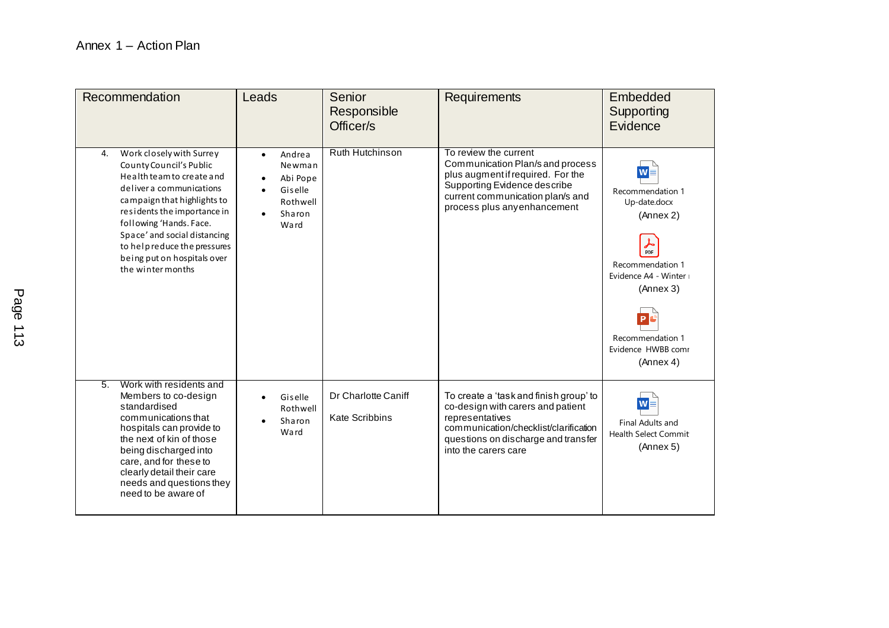Annex 1 – Action Plan

| Recommendation | Leads | Senior Responsible Officer/s | Requirements | Embedded Supporting Evidence |
|---|---|---|---|---|
| 4. Work closely with Surrey County Council's Public Health team to create and deliver a communications campaign that highlights to residents the importance in following 'Hands. Face. Space' and social distancing to help reduce the pressures being put on hospitals over the winter months | • Andrea Newman<br>• Abi Pope<br>• Giselle Rothwell<br>• Sharon Ward | Ruth Hutchinson | To review the current Communication Plan/s and process plus augment if required. For the Supporting Evidence describe current communication plan/s and process plus any enhancement | Recommendation 1 Up-date.docx (Annex 2)<br>Recommendation 1 Evidence A4 - Winter (Annex 3)<br>Recommendation 1 Evidence HWBB comr (Annex 4) |
| 5. Work with residents and Members to co-design standardised communications that hospitals can provide to the next of kin of those being discharged into care, and for these to clearly detail their care needs and questions they need to be aware of | • Giselle Rothwell<br>• Sharon Ward | Dr Charlotte Caniff<br><br>Kate Scribbins | To create a 'task and finish group' to co-design with carers and patient representatives communication/checklist/clarification questions on discharge and transfer into the carers care | Final Adults and Health Select Commit (Annex 5) |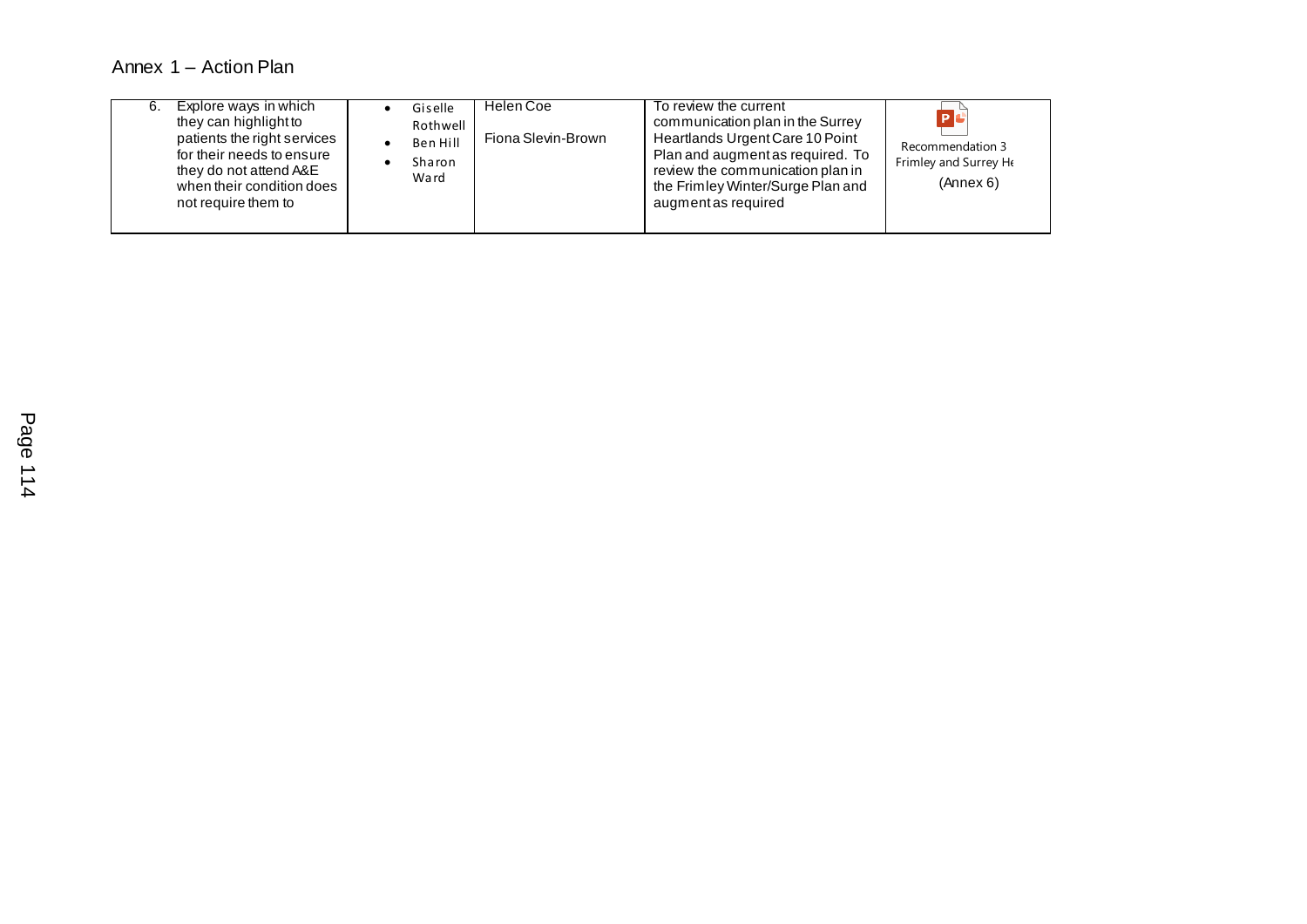Annex 1 – Action Plan

| | | | | |
|---|---|---|---|---|
| 6. Explore ways in which they can highlight to patients the right services for their needs to ensure they do not attend A&E when their condition does not require them to | • Giselle Rothwell<br>• Ben Hill<br>• Sharon Ward | Helen Coe<br><br>Fiona Slevin-Brown | To review the current communication plan in the Surrey Heartlands Urgent Care 10 Point Plan and augment as required. To review the communication plan in the Frimley Winter/Surge Plan and augment as required | Recommendation 3 Frimley and Surrey He<br>(Annex 6) |